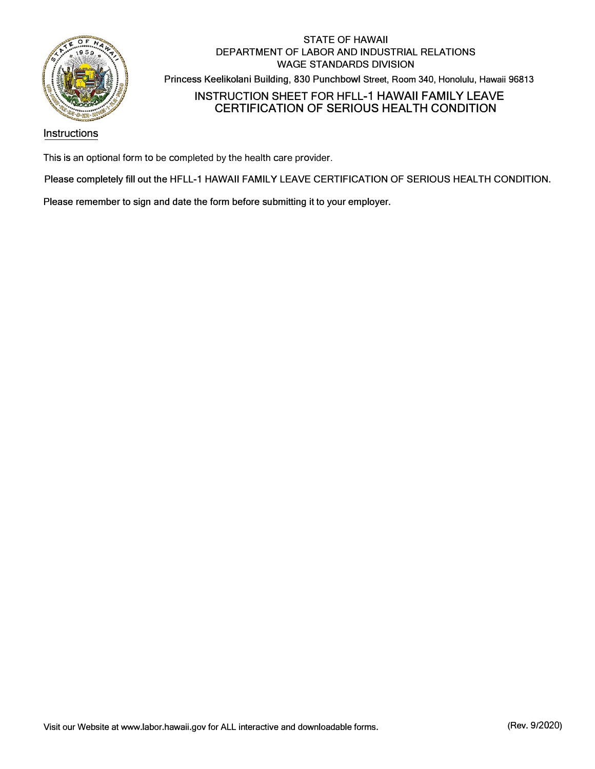STATE OF HAWAII
DEPARTMENT OF LABOR AND INDUSTRIAL RELATIONS
WAGE STANDARDS DIVISION

Princess Keelikolani Building, 830 Punchbowl Street, Room 340, Honolulu, Hawaii 96813

# INSTRUCTION SHEET FOR HFLL-1 HAWAII FAMILY LEAVE CERTIFICATION OF SERIOUS HEALTH CONDITION

## Instructions

This is an optional form to be completed by the health care provider.

Please completely fill out the HFLL-1 HAWAII FAMILY LEAVE CERTIFICATION OF SERIOUS HEALTH CONDITION.

Please remember to sign and date the form before submitting it to your employer.

Visit our Website at www.labor.hawaii.gov for ALL interactive and downloadable forms.

(Rev. 9/2020)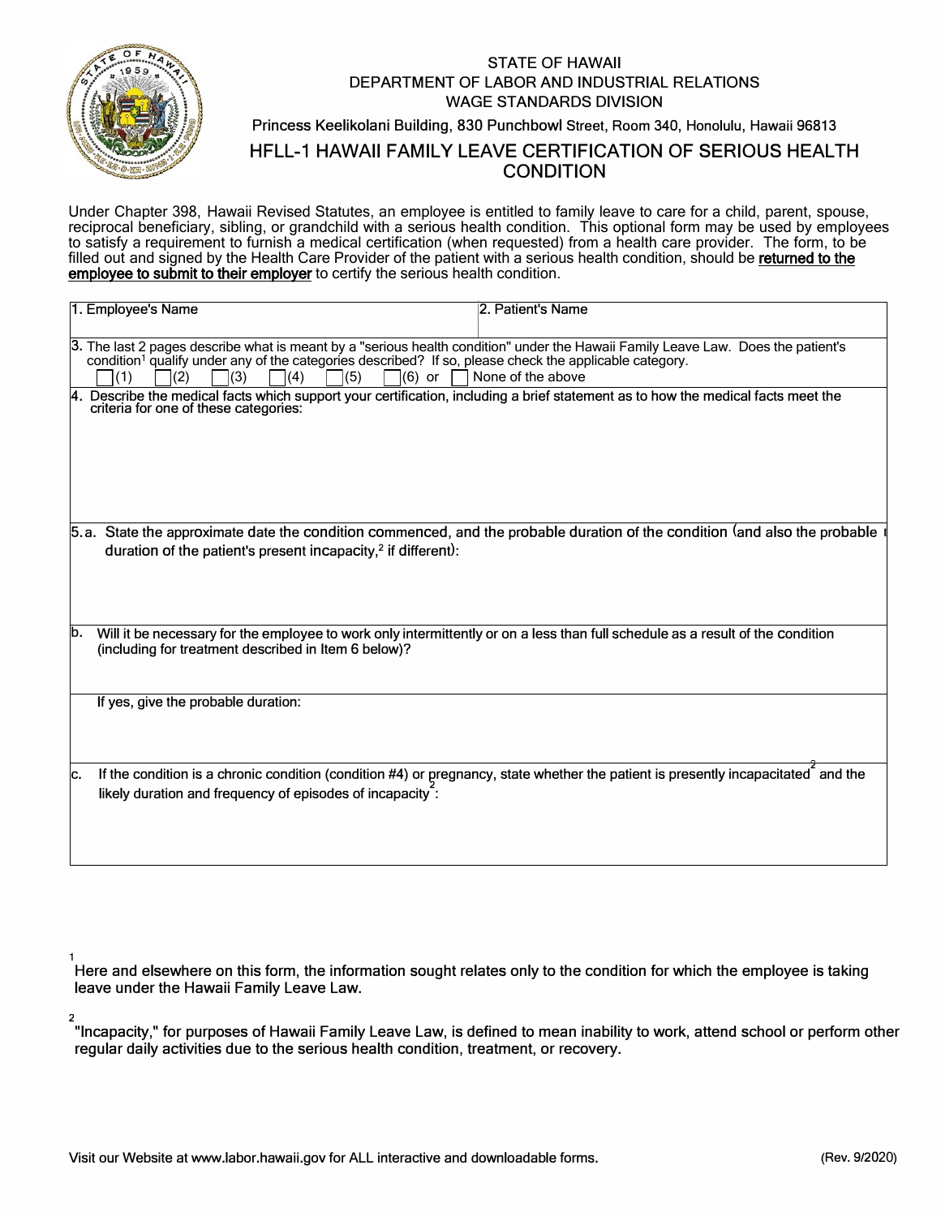STATE OF HAWAII
DEPARTMENT OF LABOR AND INDUSTRIAL RELATIONS
WAGE STANDARDS DIVISION

Princess Keelikolani Building, 830 Punchbowl Street, Room 340, Honolulu, Hawaii 96813

# HFLL-1 HAWAII FAMILY LEAVE CERTIFICATION OF SERIOUS HEALTH CONDITION

Under Chapter 398, Hawaii Revised Statutes, an employee is entitled to family leave to care for a child, parent, spouse, reciprocal beneficiary, sibling, or grandchild with a serious health condition. This optional form may be used by employees to satisfy a requirement to furnish a medical certification (when requested) from a health care provider. The form, to be filled out and signed by the Health Care Provider of the patient with a serious health condition, should be **returned to the employee to submit to their employer** to certify the serious health condition.

| 1. Employee's Name | 2. Patient's Name |
|---|---|
| | |

3. The last 2 pages describe what is meant by a "serious health condition" under the Hawaii Family Leave Law. Does the patient's condition[1] qualify under any of the categories described? If so, please check the applicable category.

☐ (1) ☐ (2) ☐ (3) ☐ (4) ☐ (5) ☐ (6) or ☐ None of the above

4. Describe the medical facts which support your certification, including a brief statement as to how the medical facts meet the criteria for one of these categories:

5. a. State the approximate date the condition commenced, and the probable duration of the condition (and also the probable duration of the patient's present incapacity,[2] if different):

b. Will it be necessary for the employee to work only intermittently or on a less than full schedule as a result of the condition (including for treatment described in Item 6 below)?

If yes, give the probable duration:

c. If the condition is a chronic condition (condition #4) or pregnancy, state whether the patient is presently incapacitated[2] and the likely duration and frequency of episodes of incapacity[2]:

---

[1] Here and elsewhere on this form, the information sought relates only to the condition for which the employee is taking leave under the Hawaii Family Leave Law.

[2] "Incapacity," for purposes of Hawaii Family Leave Law, is defined to mean inability to work, attend school or perform other regular daily activities due to the serious health condition, treatment, or recovery.

Visit our Website at www.labor.hawaii.gov for ALL interactive and downloadable forms. (Rev. 9/2020)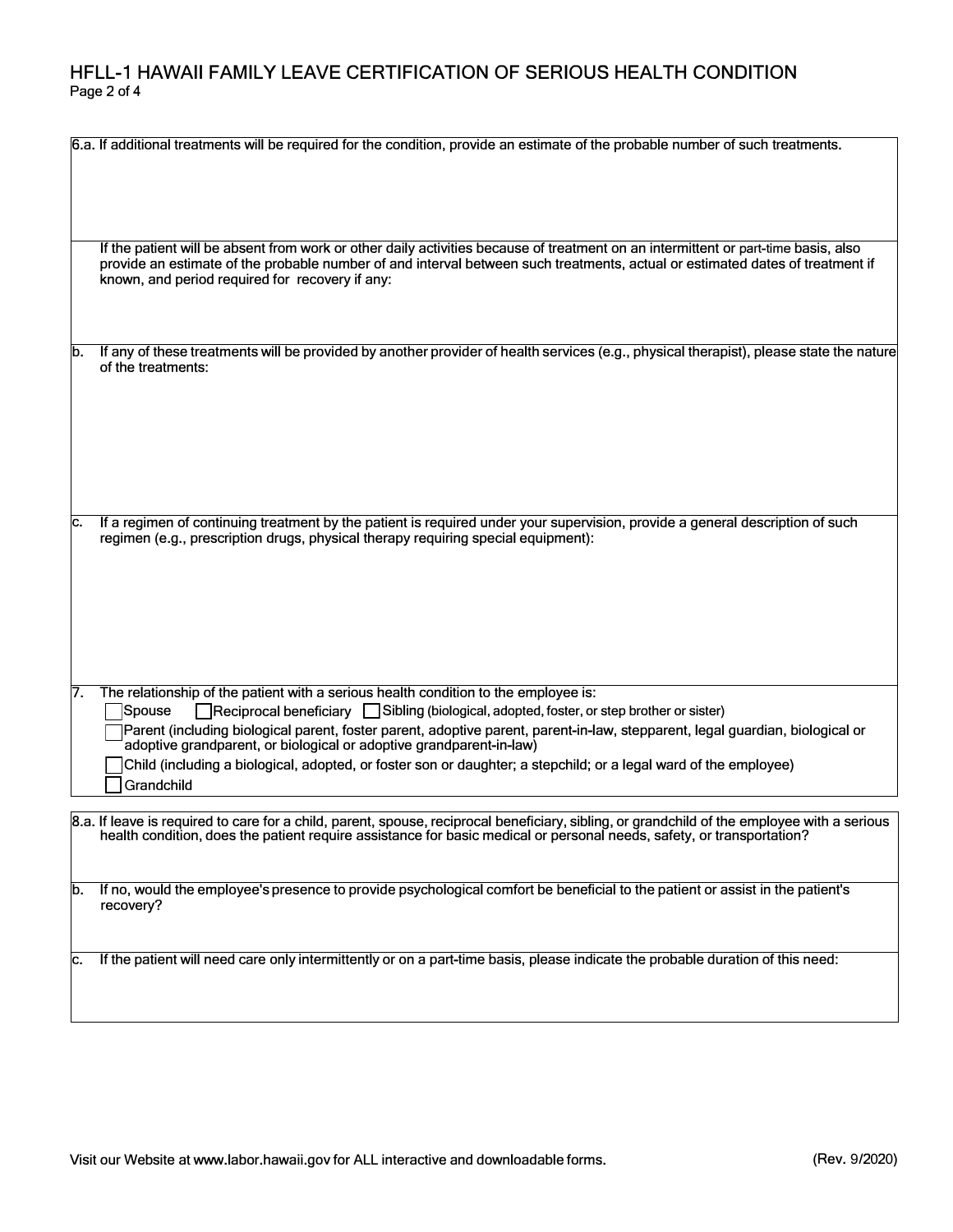# HFLL-1 HAWAII FAMILY LEAVE CERTIFICATION OF SERIOUS HEALTH CONDITION

6.a. If additional treatments will be required for the condition, provide an estimate of the probable number of such treatments.

If the patient will be absent from work or other daily activities because of treatment on an intermittent or part-time basis, also provide an estimate of the probable number of and interval between such treatments, actual or estimated dates of treatment if known, and period required for recovery if any:

b. If any of these treatments will be provided by another provider of health services (e.g., physical therapist), please state the nature of the treatments:

c. If a regimen of continuing treatment by the patient is required under your supervision, provide a general description of such regimen (e.g., prescription drugs, physical therapy requiring special equipment):

7. The relationship of the patient with a serious health condition to the employee is:

- ☐ Spouse ☐ Reciprocal beneficiary ☐ Sibling (biological, adopted, foster, or step brother or sister)
- ☐ Parent (including biological parent, foster parent, adoptive parent, parent-in-law, stepparent, legal guardian, biological or adoptive grandparent, or biological or adoptive grandparent-in-law)
- ☐ Child (including a biological, adopted, or foster son or daughter; a stepchild; or a legal ward of the employee)
- ☐ Grandchild

8.a. If leave is required to care for a child, parent, spouse, reciprocal beneficiary, sibling, or grandchild of the employee with a serious health condition, does the patient require assistance for basic medical or personal needs, safety, or transportation?

b. If no, would the employee's presence to provide psychological comfort be beneficial to the patient or assist in the patient's recovery?

c. If the patient will need care only intermittently or on a part-time basis, please indicate the probable duration of this need:

Visit our Website at www.labor.hawaii.gov for ALL interactive and downloadable forms. (Rev. 9/2020)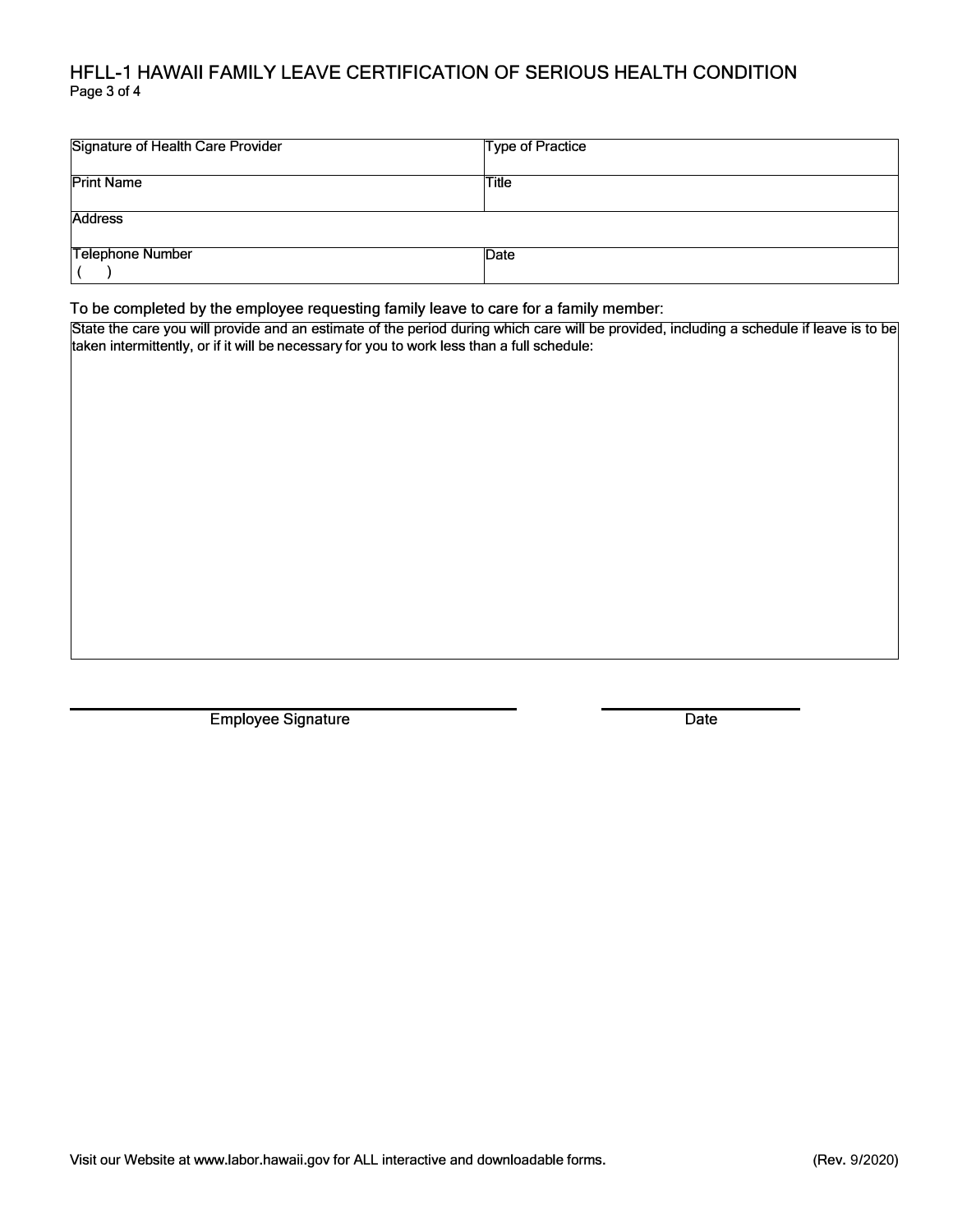| Signature of Health Care Provider | Type of Practice |
|---|---|
| Print Name | Title |
| Address | |
| Telephone Number<br>(     ) | Date |

To be completed by the employee requesting family leave to care for a family member:

| State the care you will provide and an estimate of the period during which care will be provided, including a schedule if leave is to be taken intermittently, or if it will be necessary for you to work less than a full schedule: |
|---|
| |

Employee Signature ______________________     Date ______________

Visit our Website at www.labor.hawaii.gov for ALL interactive and downloadable forms.

(Rev. 9/2020)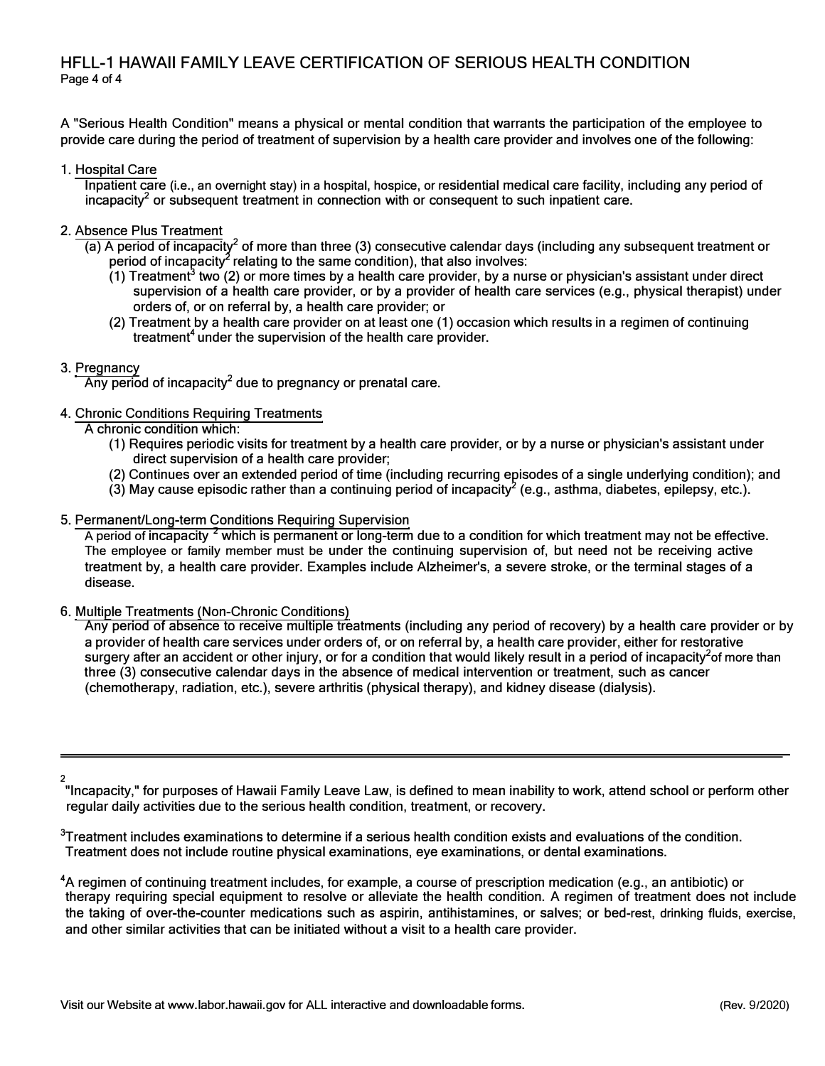A "Serious Health Condition" means a physical or mental condition that warrants the participation of the employee to provide care during the period of treatment of supervision by a health care provider and involves one of the following:

1. Hospital Care

   Inpatient care (i.e., an overnight stay) in a hospital, hospice, or residential medical care facility, including any period of incapacity[2] or subsequent treatment in connection with or consequent to such inpatient care.

2. Absence Plus Treatment

   (a) A period of incapacity[2] of more than three (3) consecutive calendar days (including any subsequent treatment or period of incapacity[2] relating to the same condition), that also involves:

   (1) Treatment[3] two (2) or more times by a health care provider, by a nurse or physician's assistant under direct supervision of a health care provider, or by a provider of health care services (e.g., physical therapist) under orders of, or on referral by, a health care provider; or

   (2) Treatment by a health care provider on at least one (1) occasion which results in a regimen of continuing treatment[4] under the supervision of the health care provider.

3. Pregnancy

   Any period of incapacity[2] due to pregnancy or prenatal care.

4. Chronic Conditions Requiring Treatments

   A chronic condition which:

   (1) Requires periodic visits for treatment by a health care provider, or by a nurse or physician's assistant under direct supervision of a health care provider;

   (2) Continues over an extended period of time (including recurring episodes of a single underlying condition); and

   (3) May cause episodic rather than a continuing period of incapacity[2] (e.g., asthma, diabetes, epilepsy, etc.).

5. Permanent/Long-term Conditions Requiring Supervision

   A period of incapacity [2] which is permanent or long-term due to a condition for which treatment may not be effective. The employee or family member must be under the continuing supervision of, but need not be receiving active treatment by, a health care provider. Examples include Alzheimer's, a severe stroke, or the terminal stages of a disease.

6. Multiple Treatments (Non-Chronic Conditions)

   Any period of absence to receive multiple treatments (including any period of recovery) by a health care provider or by a provider of health care services under orders of, or on referral by, a health care provider, either for restorative surgery after an accident or other injury, or for a condition that would likely result in a period of incapacity[2] of more than three (3) consecutive calendar days in the absence of medical intervention or treatment, such as cancer (chemotherapy, radiation, etc.), severe arthritis (physical therapy), and kidney disease (dialysis).

---

[2] "Incapacity," for purposes of Hawaii Family Leave Law, is defined to mean inability to work, attend school or perform other regular daily activities due to the serious health condition, treatment, or recovery.

[3] Treatment includes examinations to determine if a serious health condition exists and evaluations of the condition. Treatment does not include routine physical examinations, eye examinations, or dental examinations.

[4] A regimen of continuing treatment includes, for example, a course of prescription medication (e.g., an antibiotic) or therapy requiring special equipment to resolve or alleviate the health condition. A regimen of treatment does not include the taking of over-the-counter medications such as aspirin, antihistamines, or salves; or bed-rest, drinking fluids, exercise, and other similar activities that can be initiated without a visit to a health care provider.

Visit our Website at www.labor.hawaii.gov for ALL interactive and downloadable forms. (Rev. 9/2020)